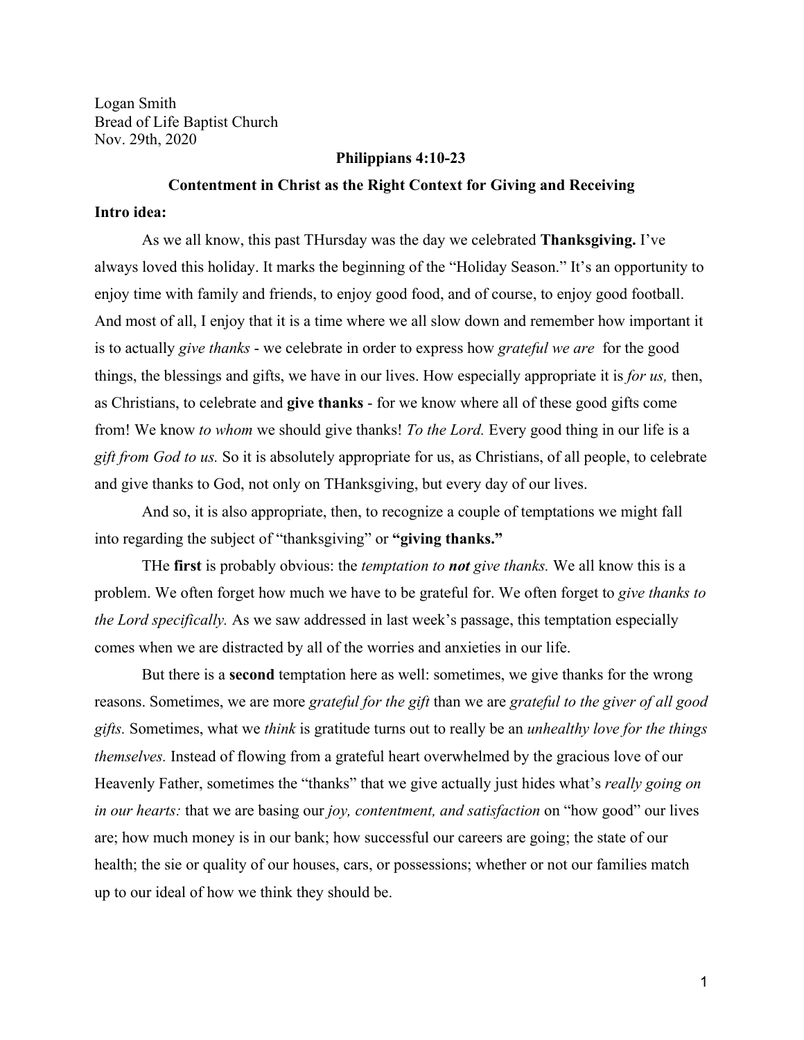Logan Smith
Bread of Life Baptist Church
Nov. 29th, 2020

**Philippians 4:10-23**

**Contentment in Christ as the Right Context for Giving and Receiving**

**Intro idea:**

As we all know, this past THursday was the day we celebrated **Thanksgiving.** I've always loved this holiday. It marks the beginning of the "Holiday Season." It's an opportunity to enjoy time with family and friends, to enjoy good food, and of course, to enjoy good football. And most of all, I enjoy that it is a time where we all slow down and remember how important it is to actually *give thanks* - we celebrate in order to express how *grateful we are* for the good things, the blessings and gifts, we have in our lives. How especially appropriate it is *for us,* then, as Christians, to celebrate and **give thanks** - for we know where all of these good gifts come from! We know *to whom* we should give thanks! *To the Lord.* Every good thing in our life is a *gift from God to us.* So it is absolutely appropriate for us, as Christians, of all people, to celebrate and give thanks to God, not only on THanksgiving, but every day of our lives.

And so, it is also appropriate, then, to recognize a couple of temptations we might fall into regarding the subject of "thanksgiving" or **"giving thanks."**

THe **first** is probably obvious: the *temptation to **not** give thanks.* We all know this is a problem. We often forget how much we have to be grateful for. We often forget to *give thanks to the Lord specifically.* As we saw addressed in last week's passage, this temptation especially comes when we are distracted by all of the worries and anxieties in our life.

But there is a **second** temptation here as well: sometimes, we give thanks for the wrong reasons. Sometimes, we are more *grateful for the gift* than we are *grateful to the giver of all good gifts.* Sometimes, what we *think* is gratitude turns out to really be an *unhealthy love for the things themselves.* Instead of flowing from a grateful heart overwhelmed by the gracious love of our Heavenly Father, sometimes the "thanks" that we give actually just hides what's *really going on in our hearts:* that we are basing our *joy, contentment, and satisfaction* on "how good" our lives are; how much money is in our bank; how successful our careers are going; the state of our health; the sie or quality of our houses, cars, or possessions; whether or not our families match up to our ideal of how we think they should be.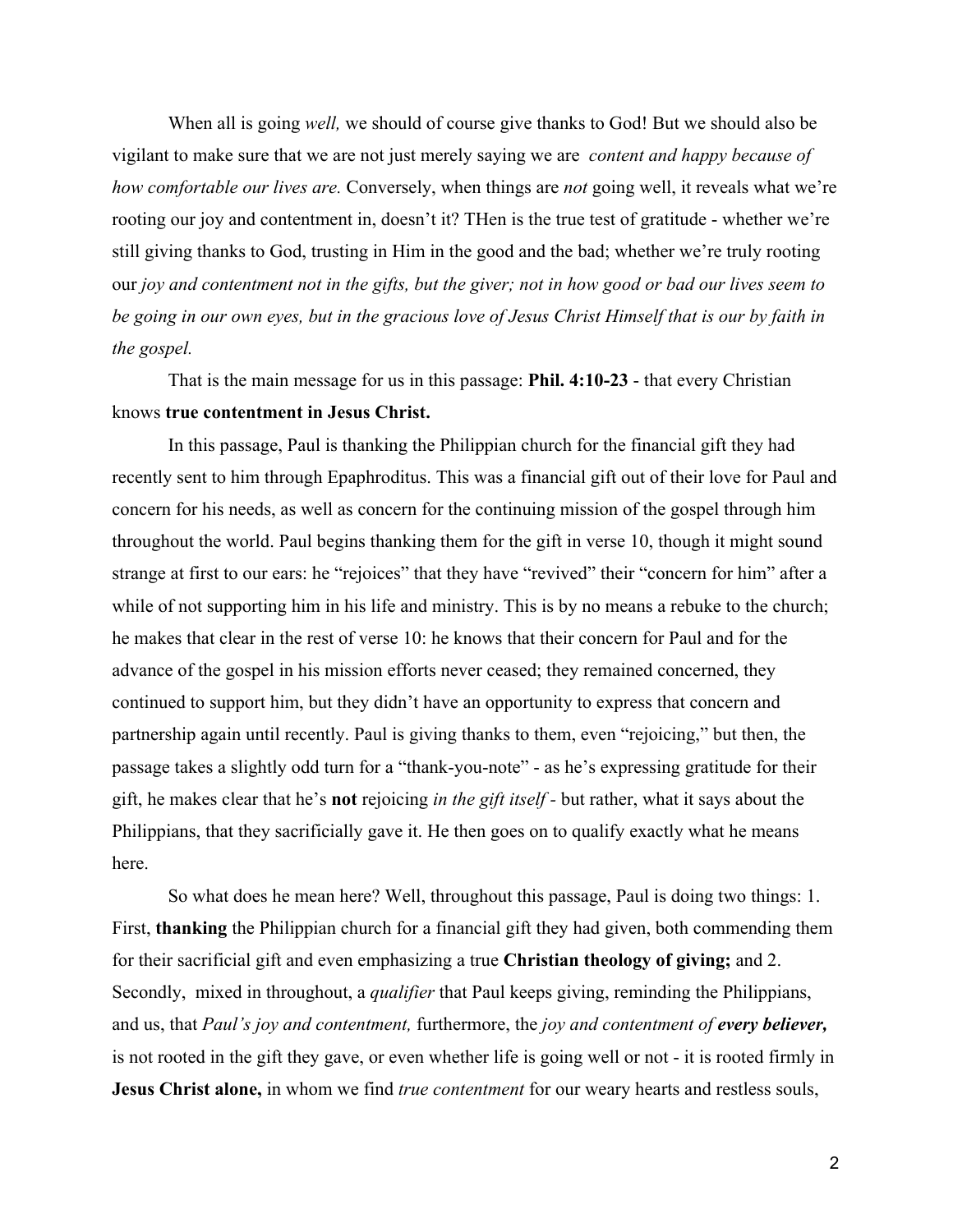When all is going *well,* we should of course give thanks to God! But we should also be vigilant to make sure that we are not just merely saying we are *content and happy because of how comfortable our lives are.* Conversely, when things are *not* going well, it reveals what we're rooting our joy and contentment in, doesn't it? THen is the true test of gratitude - whether we're still giving thanks to God, trusting in Him in the good and the bad; whether we're truly rooting our *joy and contentment not in the gifts, but the giver; not in how good or bad our lives seem to be going in our own eyes, but in the gracious love of Jesus Christ Himself that is our by faith in the gospel.*

That is the main message for us in this passage: **Phil. 4:10-23** - that every Christian knows **true contentment in Jesus Christ.**

In this passage, Paul is thanking the Philippian church for the financial gift they had recently sent to him through Epaphroditus. This was a financial gift out of their love for Paul and concern for his needs, as well as concern for the continuing mission of the gospel through him throughout the world. Paul begins thanking them for the gift in verse 10, though it might sound strange at first to our ears: he "rejoices" that they have "revived" their "concern for him" after a while of not supporting him in his life and ministry. This is by no means a rebuke to the church; he makes that clear in the rest of verse 10: he knows that their concern for Paul and for the advance of the gospel in his mission efforts never ceased; they remained concerned, they continued to support him, but they didn't have an opportunity to express that concern and partnership again until recently. Paul is giving thanks to them, even "rejoicing," but then, the passage takes a slightly odd turn for a "thank-you-note" - as he's expressing gratitude for their gift, he makes clear that he's **not** rejoicing *in the gift itself* - but rather, what it says about the Philippians, that they sacrificially gave it. He then goes on to qualify exactly what he means here.

So what does he mean here? Well, throughout this passage, Paul is doing two things: 1. First, **thanking** the Philippian church for a financial gift they had given, both commending them for their sacrificial gift and even emphasizing a true **Christian theology of giving;** and 2. Secondly, mixed in throughout, a *qualifier* that Paul keeps giving, reminding the Philippians, and us, that *Paul's joy and contentment,* furthermore, the *joy and contentment of **every believer,*** is not rooted in the gift they gave, or even whether life is going well or not - it is rooted firmly in **Jesus Christ alone,** in whom we find *true contentment* for our weary hearts and restless souls,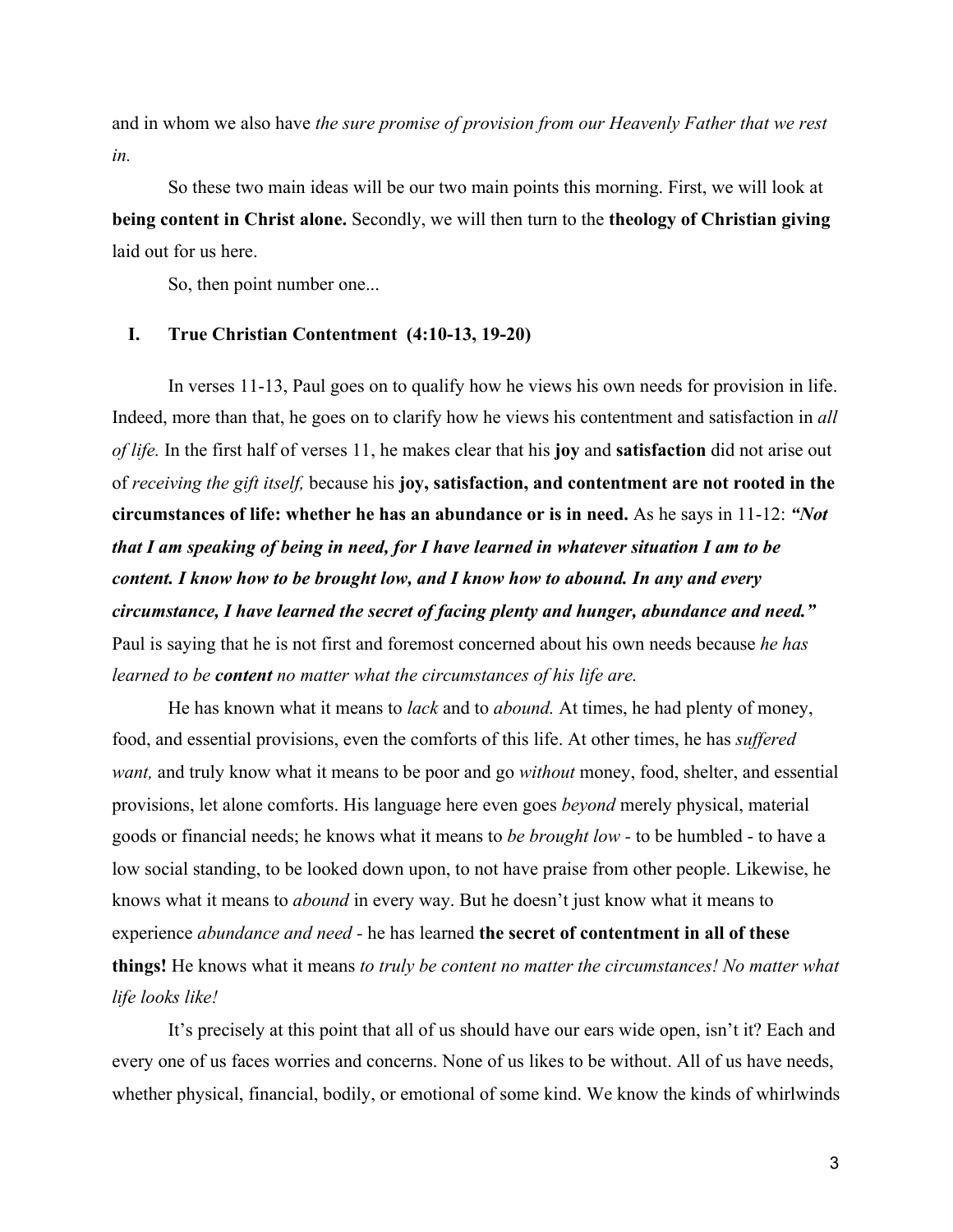and in whom we also have *the sure promise of provision from our Heavenly Father that we rest in.*

So these two main ideas will be our two main points this morning. First, we will look at **being content in Christ alone.** Secondly, we will then turn to the **theology of Christian giving** laid out for us here.

So, then point number one...

## I. True Christian Contentment (4:10-13, 19-20)

In verses 11-13, Paul goes on to qualify how he views his own needs for provision in life. Indeed, more than that, he goes on to clarify how he views his contentment and satisfaction in *all of life.* In the first half of verses 11, he makes clear that his **joy** and **satisfaction** did not arise out of *receiving the gift itself,* because his **joy, satisfaction, and contentment are not rooted in the circumstances of life: whether he has an abundance or is in need.** As he says in 11-12: ***"Not that I am speaking of being in need, for I have learned in whatever situation I am to be content. I know how to be brought low, and I know how to abound. In any and every circumstance, I have learned the secret of facing plenty and hunger, abundance and need."*** Paul is saying that he is not first and foremost concerned about his own needs because *he has learned to be **content** no matter what the circumstances of his life are.*

He has known what it means to *lack* and to *abound.* At times, he had plenty of money, food, and essential provisions, even the comforts of this life. At other times, he has *suffered want,* and truly know what it means to be poor and go *without* money, food, shelter, and essential provisions, let alone comforts. His language here even goes *beyond* merely physical, material goods or financial needs; he knows what it means to *be brought low* - to be humbled - to have a low social standing, to be looked down upon, to not have praise from other people. Likewise, he knows what it means to *abound* in every way. But he doesn't just know what it means to experience *abundance and need* - he has learned **the secret of contentment in all of these things!** He knows what it means *to truly be content no matter the circumstances! No matter what life looks like!*

It's precisely at this point that all of us should have our ears wide open, isn't it? Each and every one of us faces worries and concerns. None of us likes to be without. All of us have needs, whether physical, financial, bodily, or emotional of some kind. We know the kinds of whirlwinds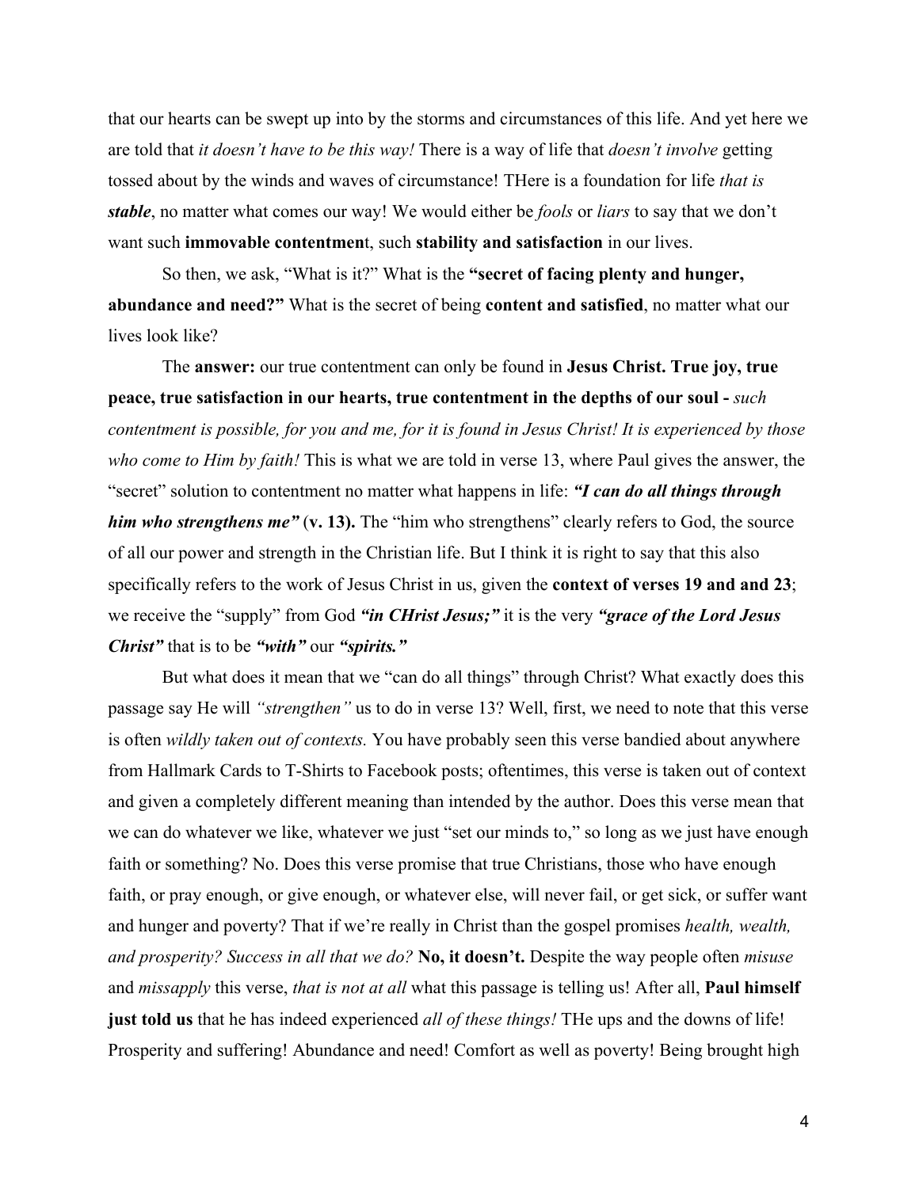that our hearts can be swept up into by the storms and circumstances of this life. And yet here we are told that *it doesn't have to be this way!* There is a way of life that *doesn't involve* getting tossed about by the winds and waves of circumstance! THere is a foundation for life *that is* ***stable***, no matter what comes our way! We would either be *fools* or *liars* to say that we don't want such **immovable contentmen**t, such **stability and satisfaction** in our lives.

So then, we ask, "What is it?" What is the **"secret of facing plenty and hunger, abundance and need?"** What is the secret of being **content and satisfied**, no matter what our lives look like?

The **answer:** our true contentment can only be found in **Jesus Christ. True joy, true peace, true satisfaction in our hearts, true contentment in the depths of our soul -** *such contentment is possible, for you and me, for it is found in Jesus Christ! It is experienced by those who come to Him by faith!* This is what we are told in verse 13, where Paul gives the answer, the "secret" solution to contentment no matter what happens in life: ***"I can do all things through him who strengthens me"*** **(v. 13).** The "him who strengthens" clearly refers to God, the source of all our power and strength in the Christian life. But I think it is right to say that this also specifically refers to the work of Jesus Christ in us, given the **context of verses 19 and and 23**; we receive the "supply" from God ***"in CHrist Jesus;"*** it is the very ***"grace of the Lord Jesus Christ"*** that is to be ***"with"*** our ***"spirits."***

But what does it mean that we "can do all things" through Christ? What exactly does this passage say He will *"strengthen"* us to do in verse 13? Well, first, we need to note that this verse is often *wildly taken out of contexts.* You have probably seen this verse bandied about anywhere from Hallmark Cards to T-Shirts to Facebook posts; oftentimes, this verse is taken out of context and given a completely different meaning than intended by the author. Does this verse mean that we can do whatever we like, whatever we just "set our minds to," so long as we just have enough faith or something? No. Does this verse promise that true Christians, those who have enough faith, or pray enough, or give enough, or whatever else, will never fail, or get sick, or suffer want and hunger and poverty? That if we're really in Christ than the gospel promises *health, wealth, and prosperity? Success in all that we do?* **No, it doesn't.** Despite the way people often *misuse* and *missapply* this verse, *that is not at all* what this passage is telling us! After all, **Paul himself just told us** that he has indeed experienced *all of these things!* THe ups and the downs of life! Prosperity and suffering! Abundance and need! Comfort as well as poverty! Being brought high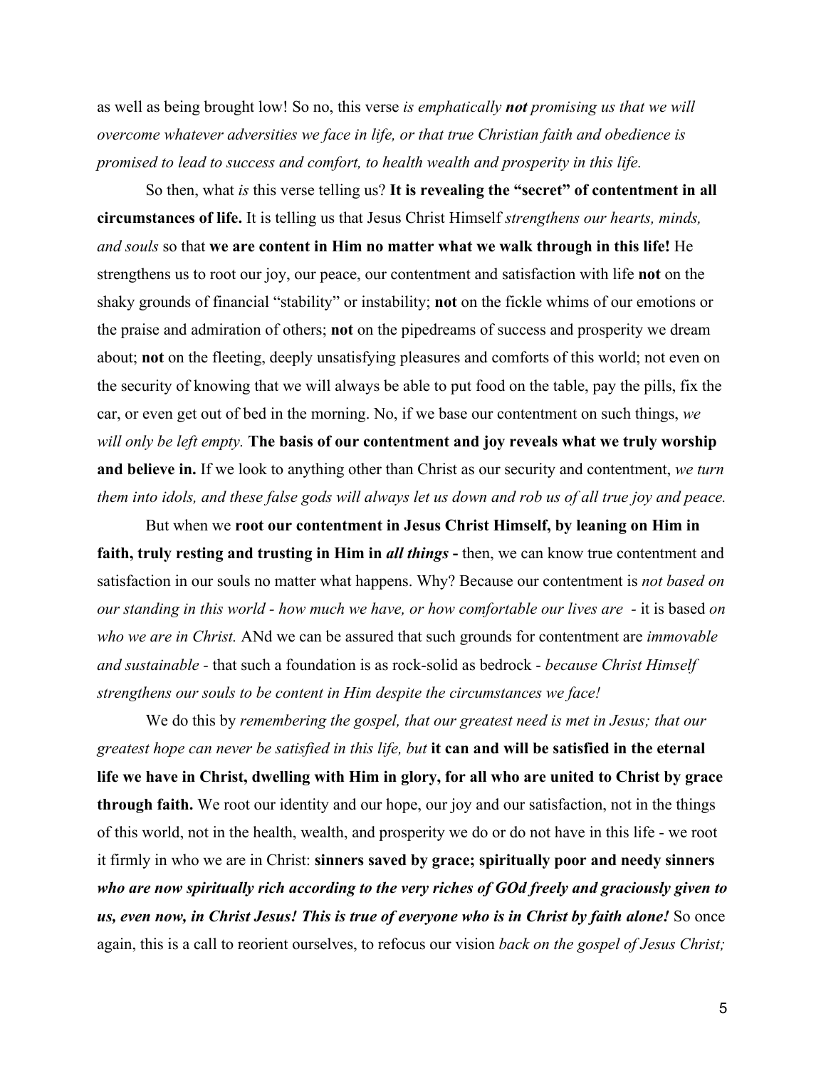as well as being brought low! So no, this verse *is emphatically **not** promising us that we will overcome whatever adversities we face in life, or that true Christian faith and obedience is promised to lead to success and comfort, to health wealth and prosperity in this life.*

So then, what *is* this verse telling us? **It is revealing the "secret" of contentment in all circumstances of life.** It is telling us that Jesus Christ Himself *strengthens our hearts, minds, and souls* so that **we are content in Him no matter what we walk through in this life!** He strengthens us to root our joy, our peace, our contentment and satisfaction with life **not** on the shaky grounds of financial "stability" or instability; **not** on the fickle whims of our emotions or the praise and admiration of others; **not** on the pipedreams of success and prosperity we dream about; **not** on the fleeting, deeply unsatisfying pleasures and comforts of this world; not even on the security of knowing that we will always be able to put food on the table, pay the pills, fix the car, or even get out of bed in the morning. No, if we base our contentment on such things, *we will only be left empty.* **The basis of our contentment and joy reveals what we truly worship and believe in.** If we look to anything other than Christ as our security and contentment, *we turn them into idols, and these false gods will always let us down and rob us of all true joy and peace.*

But when we **root our contentment in Jesus Christ Himself, by leaning on Him in faith, truly resting and trusting in Him in *all things* -** then, we can know true contentment and satisfaction in our souls no matter what happens. Why? Because our contentment is *not based on our standing in this world - how much we have, or how comfortable our lives are -* it is based *on who we are in Christ.* ANd we can be assured that such grounds for contentment are *immovable and sustainable* - that such a foundation is as rock-solid as bedrock - *because Christ Himself strengthens our souls to be content in Him despite the circumstances we face!*

We do this by *remembering the gospel, that our greatest need is met in Jesus; that our greatest hope can never be satisfied in this life, but* **it can and will be satisfied in the eternal life we have in Christ, dwelling with Him in glory, for all who are united to Christ by grace through faith.** We root our identity and our hope, our joy and our satisfaction, not in the things of this world, not in the health, wealth, and prosperity we do or do not have in this life - we root it firmly in who we are in Christ: **sinners saved by grace; spiritually poor and needy sinners *who are now spiritually rich according to the very riches of GOd freely and graciously given to us, even now, in Christ Jesus! This is true of everyone who is in Christ by faith alone!*** So once again, this is a call to reorient ourselves, to refocus our vision *back on the gospel of Jesus Christ;*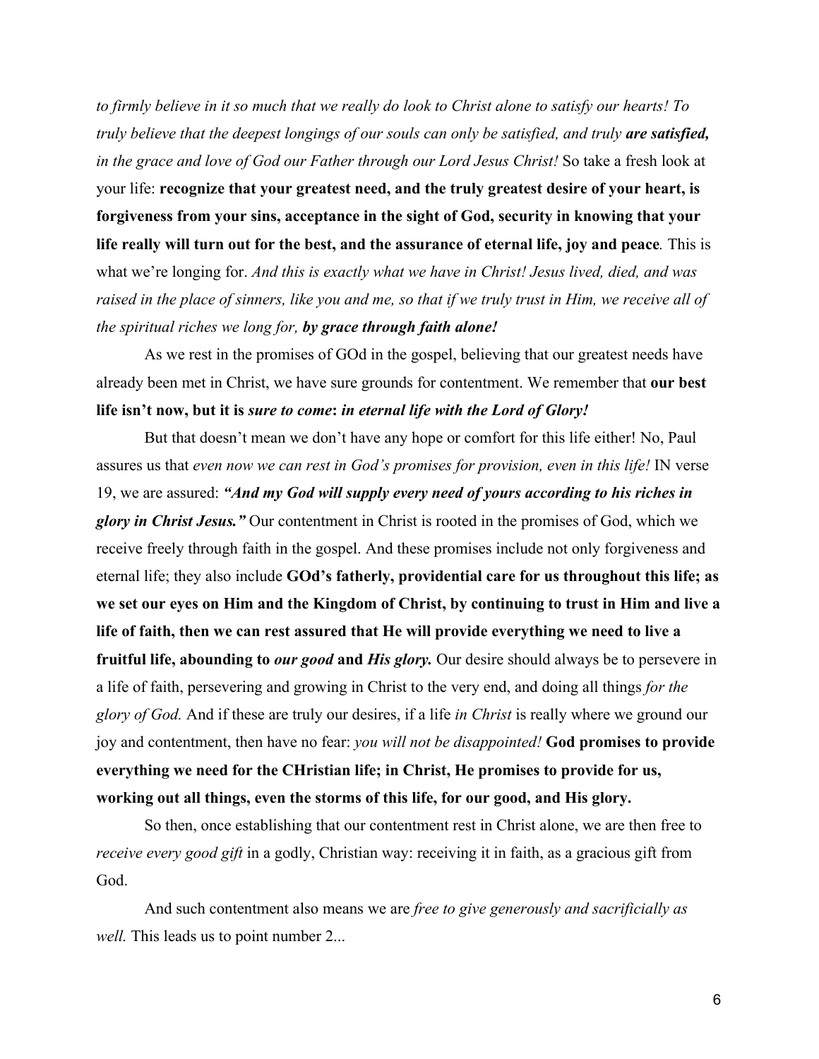*to firmly believe in it so much that we really do look to Christ alone to satisfy our hearts! To truly believe that the deepest longings of our souls can only be satisfied, and truly **are satisfied,** in the grace and love of God our Father through our Lord Jesus Christ!* So take a fresh look at your life: **recognize that your greatest need, and the truly greatest desire of your heart, is forgiveness from your sins, acceptance in the sight of God, security in knowing that your life really will turn out for the best, and the assurance of eternal life, joy and peace***.* This is what we're longing for. *And this is exactly what we have in Christ! Jesus lived, died, and was raised in the place of sinners, like you and me, so that if we truly trust in Him, we receive all of the spiritual riches we long for, **by grace through faith alone!***

As we rest in the promises of GOd in the gospel, believing that our greatest needs have already been met in Christ, we have sure grounds for contentment. We remember that **our best life isn't now, but it is *sure to come*: *in eternal life with the Lord of Glory!***

But that doesn't mean we don't have any hope or comfort for this life either! No, Paul assures us that *even now we can rest in God's promises for provision, even in this life!* IN verse 19, we are assured: ***"And my God will supply every need of yours according to his riches in glory in Christ Jesus."*** Our contentment in Christ is rooted in the promises of God, which we receive freely through faith in the gospel. And these promises include not only forgiveness and eternal life; they also include **GOd's fatherly, providential care for us throughout this life; as we set our eyes on Him and the Kingdom of Christ, by continuing to trust in Him and live a life of faith, then we can rest assured that He will provide everything we need to live a fruitful life, abounding to *our good* and *His glory.*** Our desire should always be to persevere in a life of faith, persevering and growing in Christ to the very end, and doing all things *for the glory of God.* And if these are truly our desires, if a life *in Christ* is really where we ground our joy and contentment, then have no fear: *you will not be disappointed!* **God promises to provide everything we need for the CHristian life; in Christ, He promises to provide for us, working out all things, even the storms of this life, for our good, and His glory.**

So then, once establishing that our contentment rest in Christ alone, we are then free to *receive every good gift* in a godly, Christian way: receiving it in faith, as a gracious gift from God.

And such contentment also means we are *free to give generously and sacrificially as well.* This leads us to point number 2...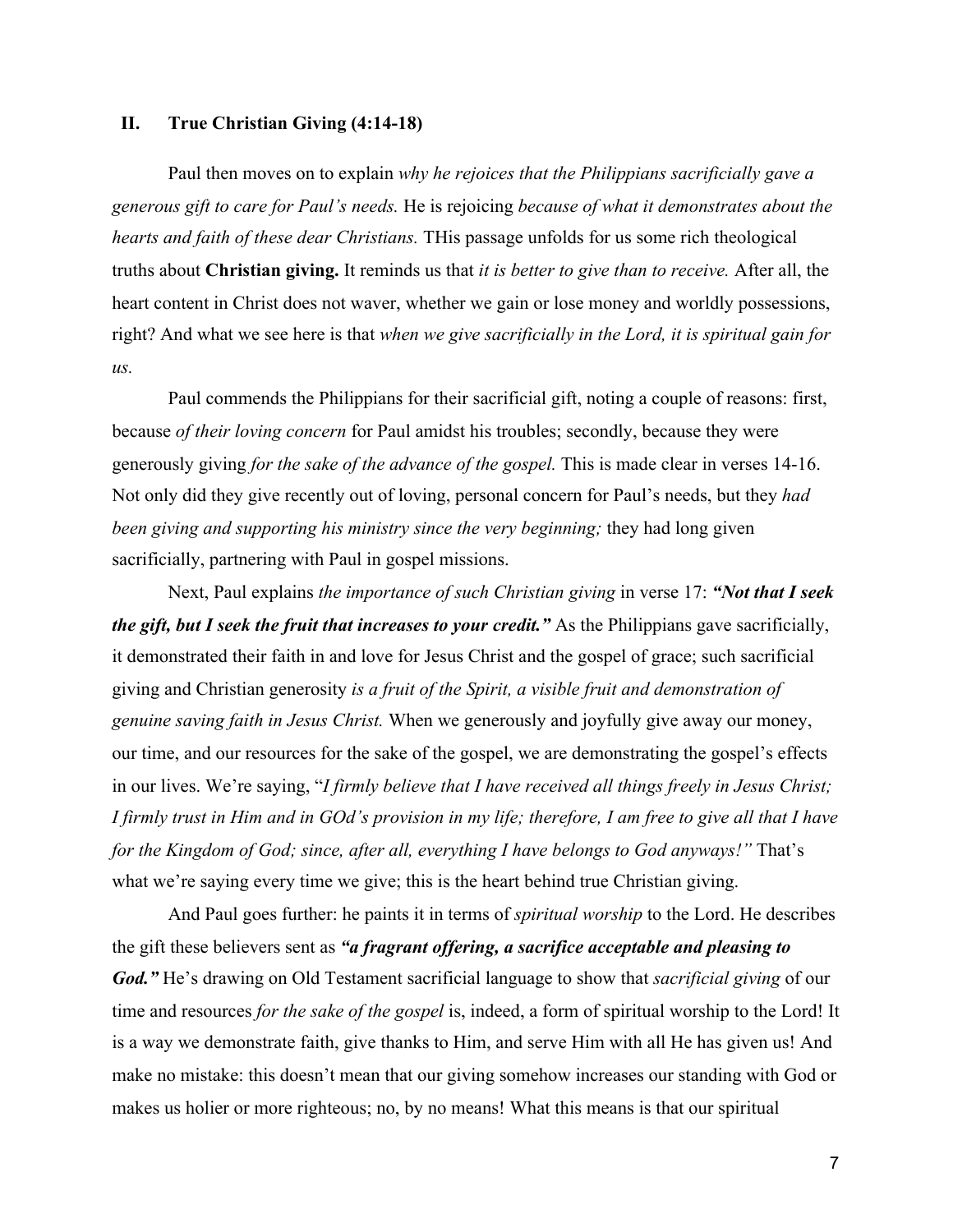## II. True Christian Giving (4:14-18)

Paul then moves on to explain *why he rejoices that the Philippians sacrificially gave a generous gift to care for Paul's needs.* He is rejoicing *because of what it demonstrates about the hearts and faith of these dear Christians.* THis passage unfolds for us some rich theological truths about **Christian giving.** It reminds us that *it is better to give than to receive.* After all, the heart content in Christ does not waver, whether we gain or lose money and worldly possessions, right? And what we see here is that *when we give sacrificially in the Lord, it is spiritual gain for us*.

Paul commends the Philippians for their sacrificial gift, noting a couple of reasons: first, because *of their loving concern* for Paul amidst his troubles; secondly, because they were generously giving *for the sake of the advance of the gospel.* This is made clear in verses 14-16. Not only did they give recently out of loving, personal concern for Paul's needs, but they *had been giving and supporting his ministry since the very beginning;* they had long given sacrificially, partnering with Paul in gospel missions.

Next, Paul explains *the importance of such Christian giving* in verse 17: ***"Not that I seek the gift, but I seek the fruit that increases to your credit."*** As the Philippians gave sacrificially, it demonstrated their faith in and love for Jesus Christ and the gospel of grace; such sacrificial giving and Christian generosity *is a fruit of the Spirit, a visible fruit and demonstration of genuine saving faith in Jesus Christ.* When we generously and joyfully give away our money, our time, and our resources for the sake of the gospel, we are demonstrating the gospel's effects in our lives. We're saying, "*I firmly believe that I have received all things freely in Jesus Christ; I firmly trust in Him and in GOd's provision in my life; therefore, I am free to give all that I have for the Kingdom of God; since, after all, everything I have belongs to God anyways!"* That's what we're saying every time we give; this is the heart behind true Christian giving.

And Paul goes further: he paints it in terms of *spiritual worship* to the Lord. He describes the gift these believers sent as ***"a fragrant offering, a sacrifice acceptable and pleasing to God."*** He's drawing on Old Testament sacrificial language to show that *sacrificial giving* of our time and resources *for the sake of the gospel* is, indeed, a form of spiritual worship to the Lord! It is a way we demonstrate faith, give thanks to Him, and serve Him with all He has given us! And make no mistake: this doesn't mean that our giving somehow increases our standing with God or makes us holier or more righteous; no, by no means! What this means is that our spiritual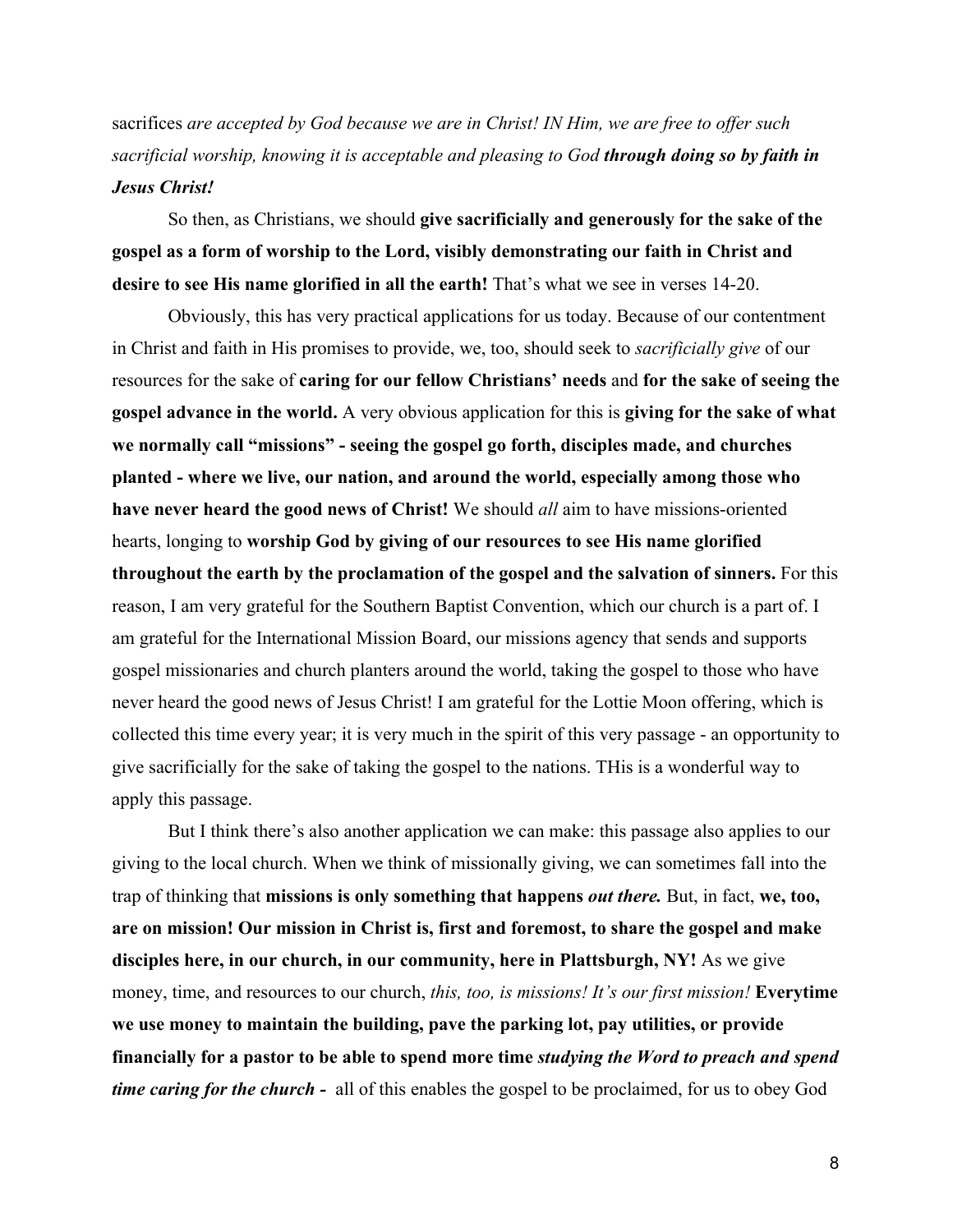sacrifices *are accepted by God because we are in Christ! IN Him, we are free to offer such sacrificial worship, knowing it is acceptable and pleasing to God* ***through doing so by faith in Jesus Christ!***

So then, as Christians, we should **give sacrificially and generously for the sake of the gospel as a form of worship to the Lord, visibly demonstrating our faith in Christ and desire to see His name glorified in all the earth!** That's what we see in verses 14-20.

Obviously, this has very practical applications for us today. Because of our contentment in Christ and faith in His promises to provide, we, too, should seek to *sacrificially give* of our resources for the sake of **caring for our fellow Christians' needs** and **for the sake of seeing the gospel advance in the world.** A very obvious application for this is **giving for the sake of what we normally call "missions" - seeing the gospel go forth, disciples made, and churches planted - where we live, our nation, and around the world, especially among those who have never heard the good news of Christ!** We should *all* aim to have missions-oriented hearts, longing to **worship God by giving of our resources to see His name glorified throughout the earth by the proclamation of the gospel and the salvation of sinners.** For this reason, I am very grateful for the Southern Baptist Convention, which our church is a part of. I am grateful for the International Mission Board, our missions agency that sends and supports gospel missionaries and church planters around the world, taking the gospel to those who have never heard the good news of Jesus Christ! I am grateful for the Lottie Moon offering, which is collected this time every year; it is very much in the spirit of this very passage - an opportunity to give sacrificially for the sake of taking the gospel to the nations. THis is a wonderful way to apply this passage.

But I think there's also another application we can make: this passage also applies to our giving to the local church. When we think of missionally giving, we can sometimes fall into the trap of thinking that **missions is only something that happens *out there.*** But, in fact, **we, too, are on mission! Our mission in Christ is, first and foremost, to share the gospel and make disciples here, in our church, in our community, here in Plattsburgh, NY!** As we give money, time, and resources to our church, *this, too, is missions! It's our first mission!* **Everytime we use money to maintain the building, pave the parking lot, pay utilities, or provide financially for a pastor to be able to spend more time *studying the Word to preach and spend time caring for the church -*** all of this enables the gospel to be proclaimed, for us to obey God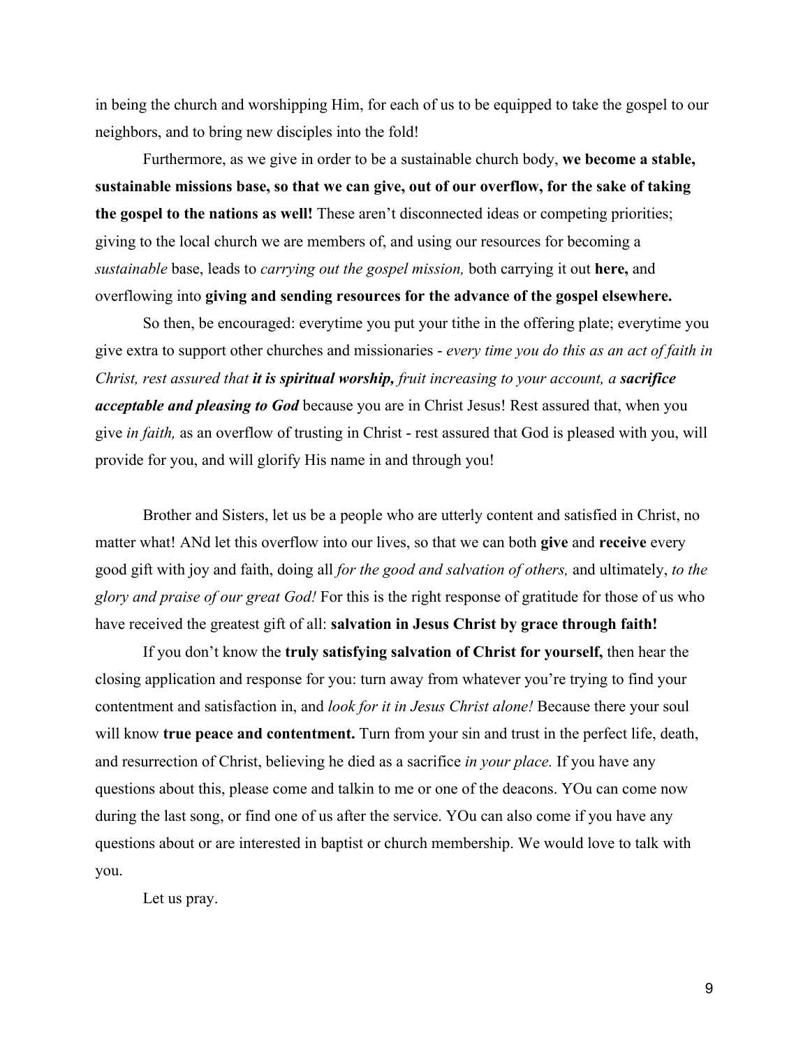in being the church and worshipping Him, for each of us to be equipped to take the gospel to our neighbors, and to bring new disciples into the fold!

Furthermore, as we give in order to be a sustainable church body, **we become a stable, sustainable missions base, so that we can give, out of our overflow, for the sake of taking the gospel to the nations as well!** These aren't disconnected ideas or competing priorities; giving to the local church we are members of, and using our resources for becoming a *sustainable* base, leads to *carrying out the gospel mission,* both carrying it out **here,** and overflowing into **giving and sending resources for the advance of the gospel elsewhere.**

So then, be encouraged: everytime you put your tithe in the offering plate; everytime you give extra to support other churches and missionaries - *every time you do this as an act of faith in Christ, rest assured that **it is spiritual worship,** fruit increasing to your account, a **sacrifice acceptable and pleasing to God*** because you are in Christ Jesus! Rest assured that, when you give *in faith,* as an overflow of trusting in Christ - rest assured that God is pleased with you, will provide for you, and will glorify His name in and through you!

Brother and Sisters, let us be a people who are utterly content and satisfied in Christ, no matter what! ANd let this overflow into our lives, so that we can both **give** and **receive** every good gift with joy and faith, doing all *for the good and salvation of others,* and ultimately, *to the glory and praise of our great God!* For this is the right response of gratitude for those of us who have received the greatest gift of all: **salvation in Jesus Christ by grace through faith!**

If you don't know the **truly satisfying salvation of Christ for yourself,** then hear the closing application and response for you: turn away from whatever you're trying to find your contentment and satisfaction in, and *look for it in Jesus Christ alone!* Because there your soul will know **true peace and contentment.** Turn from your sin and trust in the perfect life, death, and resurrection of Christ, believing he died as a sacrifice *in your place.* If you have any questions about this, please come and talkin to me or one of the deacons. YOu can come now during the last song, or find one of us after the service. YOu can also come if you have any questions about or are interested in baptist or church membership. We would love to talk with you.

Let us pray.